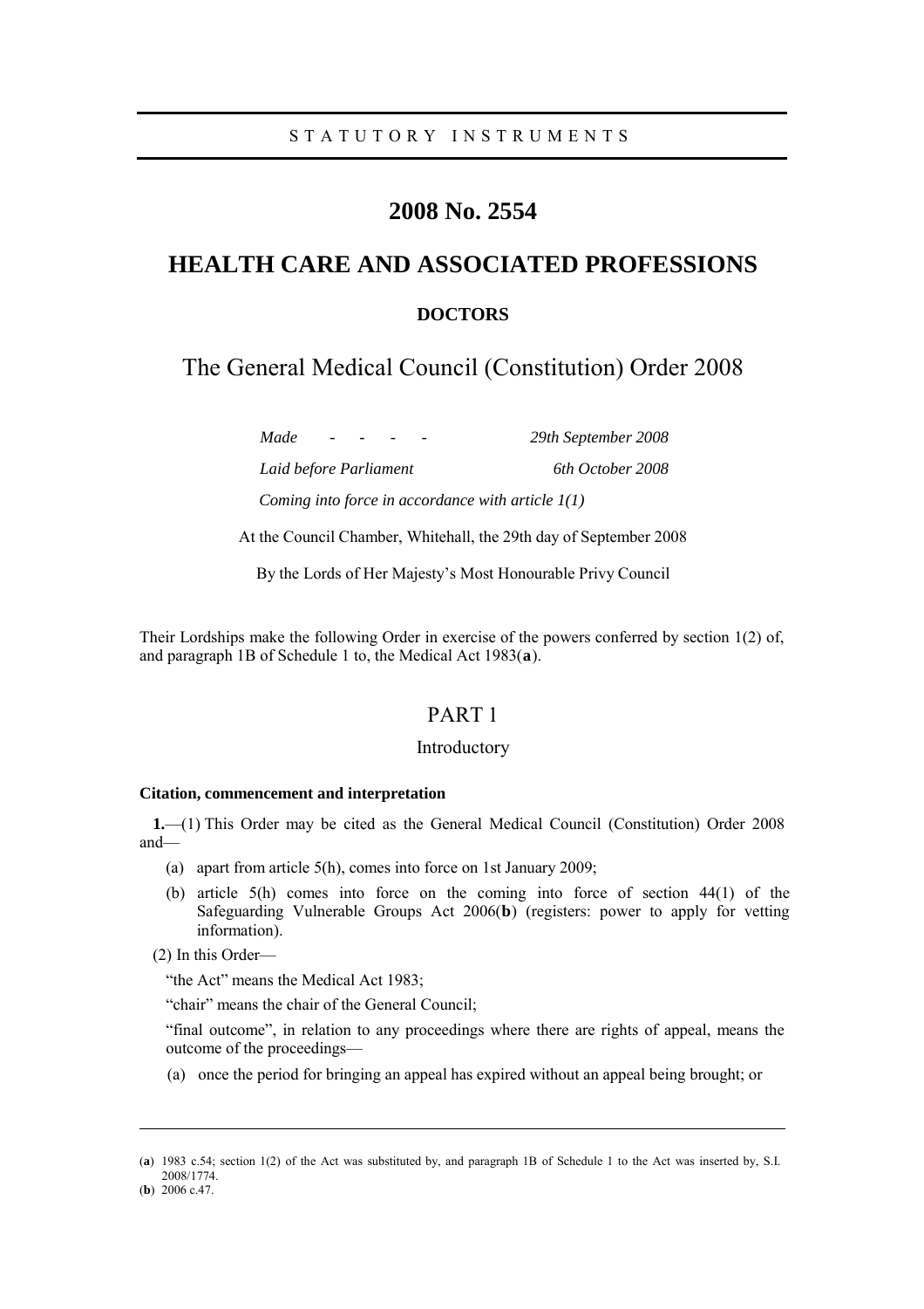STATUTORY INSTRUMENTS

# 2008 No. 2554

# HEALTH CARE AND ASSOCIATED PROFESSIONS

## DOCTORS

## The General Medical Council (Constitution) Order 2008

*Made - - - - 29th September 2008*

*Laid before Parliament 6th October 2008*

*Coming into force in accordance with article 1(1)*

At the Council Chamber, Whitehall, the 29th day of September 2008

By the Lords of Her Majesty's Most Honourable Privy Council

Their Lordships make the following Order in exercise of the powers conferred by section 1(2) of, and paragraph 1B of Schedule 1 to, the Medical Act 1983(**a**).

## PART 1

### Introductory

**Citation, commencement and interpretation**

**1.**—(1) This Order may be cited as the General Medical Council (Constitution) Order 2008 and—

(a) apart from article 5(h), comes into force on 1st January 2009;

(b) article 5(h) comes into force on the coming into force of section 44(1) of the Safeguarding Vulnerable Groups Act 2006(**b**) (registers: power to apply for vetting information).

(2) In this Order—

"the Act" means the Medical Act 1983;

"chair" means the chair of the General Council;

"final outcome", in relation to any proceedings where there are rights of appeal, means the outcome of the proceedings—

(a) once the period for bringing an appeal has expired without an appeal being brought; or

---

(**a**) 1983 c.54; section 1(2) of the Act was substituted by, and paragraph 1B of Schedule 1 to the Act was inserted by, S.I. 2008/1774.

(**b**) 2006 c.47.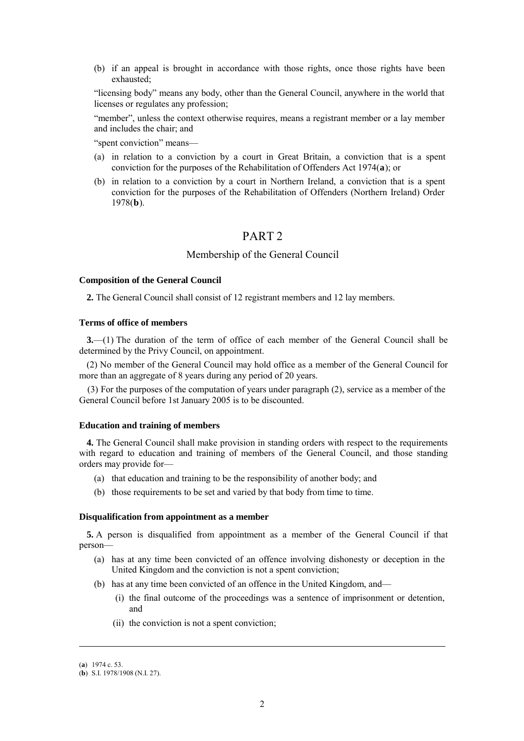(b) if an appeal is brought in accordance with those rights, once those rights have been exhausted;

"licensing body" means any body, other than the General Council, anywhere in the world that licenses or regulates any profession;

"member", unless the context otherwise requires, means a registrant member or a lay member and includes the chair; and

"spent conviction" means—

(a) in relation to a conviction by a court in Great Britain, a conviction that is a spent conviction for the purposes of the Rehabilitation of Offenders Act 1974(**a**); or

(b) in relation to a conviction by a court in Northern Ireland, a conviction that is a spent conviction for the purposes of the Rehabilitation of Offenders (Northern Ireland) Order 1978(**b**).

# PART 2

## Membership of the General Council

### Composition of the General Council

**2.** The General Council shall consist of 12 registrant members and 12 lay members.

### Terms of office of members

**3.**—(1) The duration of the term of office of each member of the General Council shall be determined by the Privy Council, on appointment.

(2) No member of the General Council may hold office as a member of the General Council for more than an aggregate of 8 years during any period of 20 years.

(3) For the purposes of the computation of years under paragraph (2), service as a member of the General Council before 1st January 2005 is to be discounted.

### Education and training of members

**4.** The General Council shall make provision in standing orders with respect to the requirements with regard to education and training of members of the General Council, and those standing orders may provide for—

(a) that education and training to be the responsibility of another body; and

(b) those requirements to be set and varied by that body from time to time.

### Disqualification from appointment as a member

**5.** A person is disqualified from appointment as a member of the General Council if that person—

(a) has at any time been convicted of an offence involving dishonesty or deception in the United Kingdom and the conviction is not a spent conviction;

(b) has at any time been convicted of an offence in the United Kingdom, and—

(i) the final outcome of the proceedings was a sentence of imprisonment or detention, and

(ii) the conviction is not a spent conviction;

---

(**a**) 1974 c. 53.

(**b**) S.I. 1978/1908 (N.I. 27).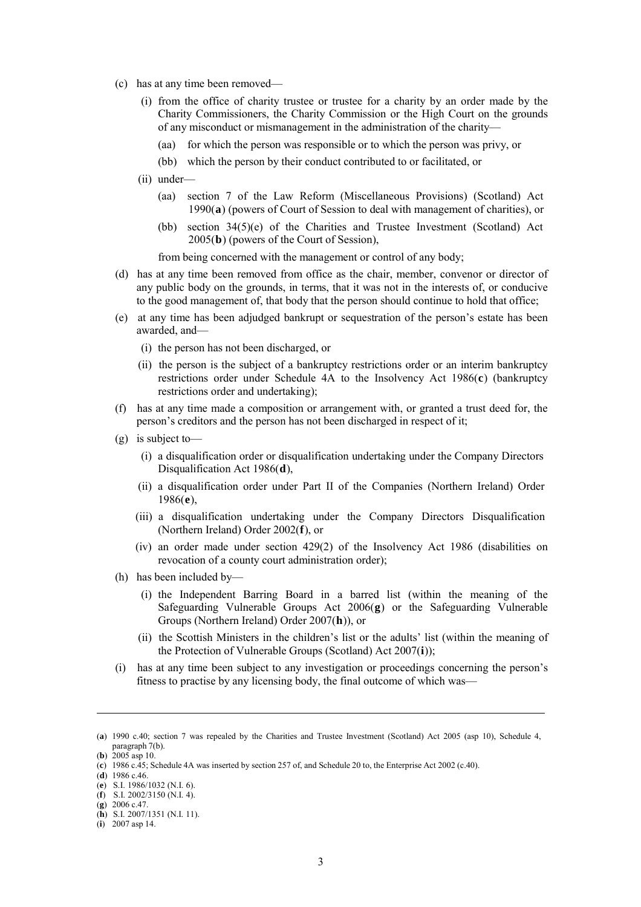(c) has at any time been removed—

   (i) from the office of charity trustee or trustee for a charity by an order made by the Charity Commissioners, the Charity Commission or the High Court on the grounds of any misconduct or mismanagement in the administration of the charity—

      (aa) for which the person was responsible or to which the person was privy, or

      (bb) which the person by their conduct contributed to or facilitated, or

   (ii) under—

      (aa) section 7 of the Law Reform (Miscellaneous Provisions) (Scotland) Act 1990(**a**) (powers of Court of Session to deal with management of charities), or

      (bb) section 34(5)(e) of the Charities and Trustee Investment (Scotland) Act 2005(**b**) (powers of the Court of Session),

   from being concerned with the management or control of any body;

(d) has at any time been removed from office as the chair, member, convenor or director of any public body on the grounds, in terms, that it was not in the interests of, or conducive to the good management of, that body that the person should continue to hold that office;

(e) at any time has been adjudged bankrupt or sequestration of the person's estate has been awarded, and—

   (i) the person has not been discharged, or

   (ii) the person is the subject of a bankruptcy restrictions order or an interim bankruptcy restrictions order under Schedule 4A to the Insolvency Act 1986(**c**) (bankruptcy restrictions order and undertaking);

(f) has at any time made a composition or arrangement with, or granted a trust deed for, the person's creditors and the person has not been discharged in respect of it;

(g) is subject to—

   (i) a disqualification order or disqualification undertaking under the Company Directors Disqualification Act 1986(**d**),

   (ii) a disqualification order under Part II of the Companies (Northern Ireland) Order 1986(**e**),

   (iii) a disqualification undertaking under the Company Directors Disqualification (Northern Ireland) Order 2002(**f**), or

   (iv) an order made under section 429(2) of the Insolvency Act 1986 (disabilities on revocation of a county court administration order);

(h) has been included by—

   (i) the Independent Barring Board in a barred list (within the meaning of the Safeguarding Vulnerable Groups Act 2006(**g**) or the Safeguarding Vulnerable Groups (Northern Ireland) Order 2007(**h**)), or

   (ii) the Scottish Ministers in the children's list or the adults' list (within the meaning of the Protection of Vulnerable Groups (Scotland) Act 2007(**i**));

(i) has at any time been subject to any investigation or proceedings concerning the person's fitness to practise by any licensing body, the final outcome of which was—

---

(**a**) 1990 c.40; section 7 was repealed by the Charities and Trustee Investment (Scotland) Act 2005 (asp 10), Schedule 4, paragraph 7(b).

(**b**) 2005 asp 10.

(**c**) 1986 c.45; Schedule 4A was inserted by section 257 of, and Schedule 20 to, the Enterprise Act 2002 (c.40).

(**d**) 1986 c.46.

(**e**) S.I. 1986/1032 (N.I. 6).

(**f**) S.I. 2002/3150 (N.I. 4).

(**g**) 2006 c.47.

(**h**) S.I. 2007/1351 (N.I. 11).

(**i**) 2007 asp 14.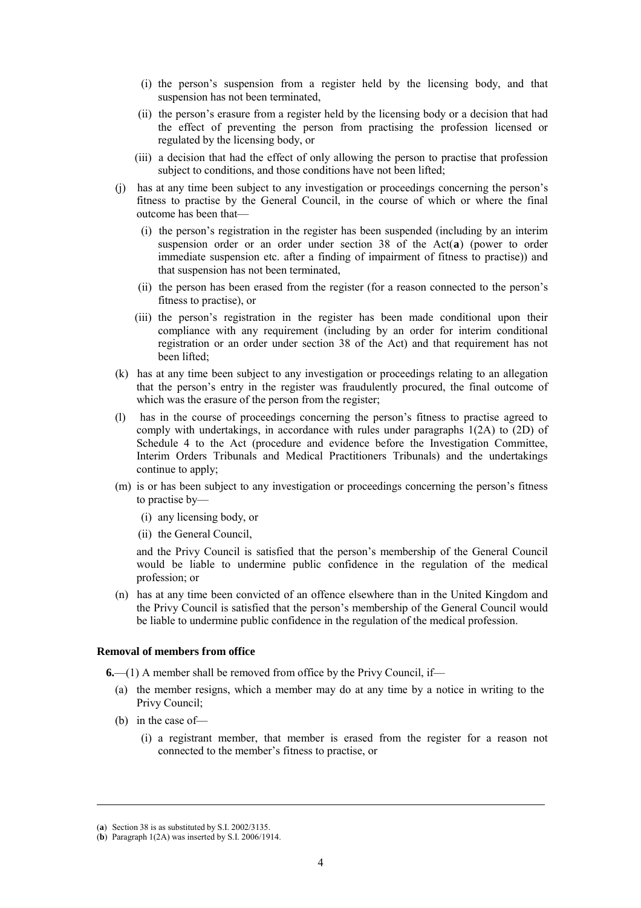(i) the person's suspension from a register held by the licensing body, and that suspension has not been terminated,

(ii) the person's erasure from a register held by the licensing body or a decision that had the effect of preventing the person from practising the profession licensed or regulated by the licensing body, or

(iii) a decision that had the effect of only allowing the person to practise that profession subject to conditions, and those conditions have not been lifted;

(j) has at any time been subject to any investigation or proceedings concerning the person's fitness to practise by the General Council, in the course of which or where the final outcome has been that—

(i) the person's registration in the register has been suspended (including by an interim suspension order or an order under section 38 of the Act(**a**) (power to order immediate suspension etc. after a finding of impairment of fitness to practise)) and that suspension has not been terminated,

(ii) the person has been erased from the register (for a reason connected to the person's fitness to practise), or

(iii) the person's registration in the register has been made conditional upon their compliance with any requirement (including by an order for interim conditional registration or an order under section 38 of the Act) and that requirement has not been lifted;

(k) has at any time been subject to any investigation or proceedings relating to an allegation that the person's entry in the register was fraudulently procured, the final outcome of which was the erasure of the person from the register;

(l) has in the course of proceedings concerning the person's fitness to practise agreed to comply with undertakings, in accordance with rules under paragraphs 1(2A) to (2D) of Schedule 4 to the Act (procedure and evidence before the Investigation Committee, Interim Orders Tribunals and Medical Practitioners Tribunals) and the undertakings continue to apply;

(m) is or has been subject to any investigation or proceedings concerning the person's fitness to practise by—

(i) any licensing body, or

(ii) the General Council,

and the Privy Council is satisfied that the person's membership of the General Council would be liable to undermine public confidence in the regulation of the medical profession; or

(n) has at any time been convicted of an offence elsewhere than in the United Kingdom and the Privy Council is satisfied that the person's membership of the General Council would be liable to undermine public confidence in the regulation of the medical profession.

**Removal of members from office**

**6.**—(1) A member shall be removed from office by the Privy Council, if—

(a) the member resigns, which a member may do at any time by a notice in writing to the Privy Council;

(b) in the case of—

(i) a registrant member, that member is erased from the register for a reason not connected to the member's fitness to practise, or

---

(**a**) Section 38 is as substituted by S.I. 2002/3135.

(**b**) Paragraph 1(2A) was inserted by S.I. 2006/1914.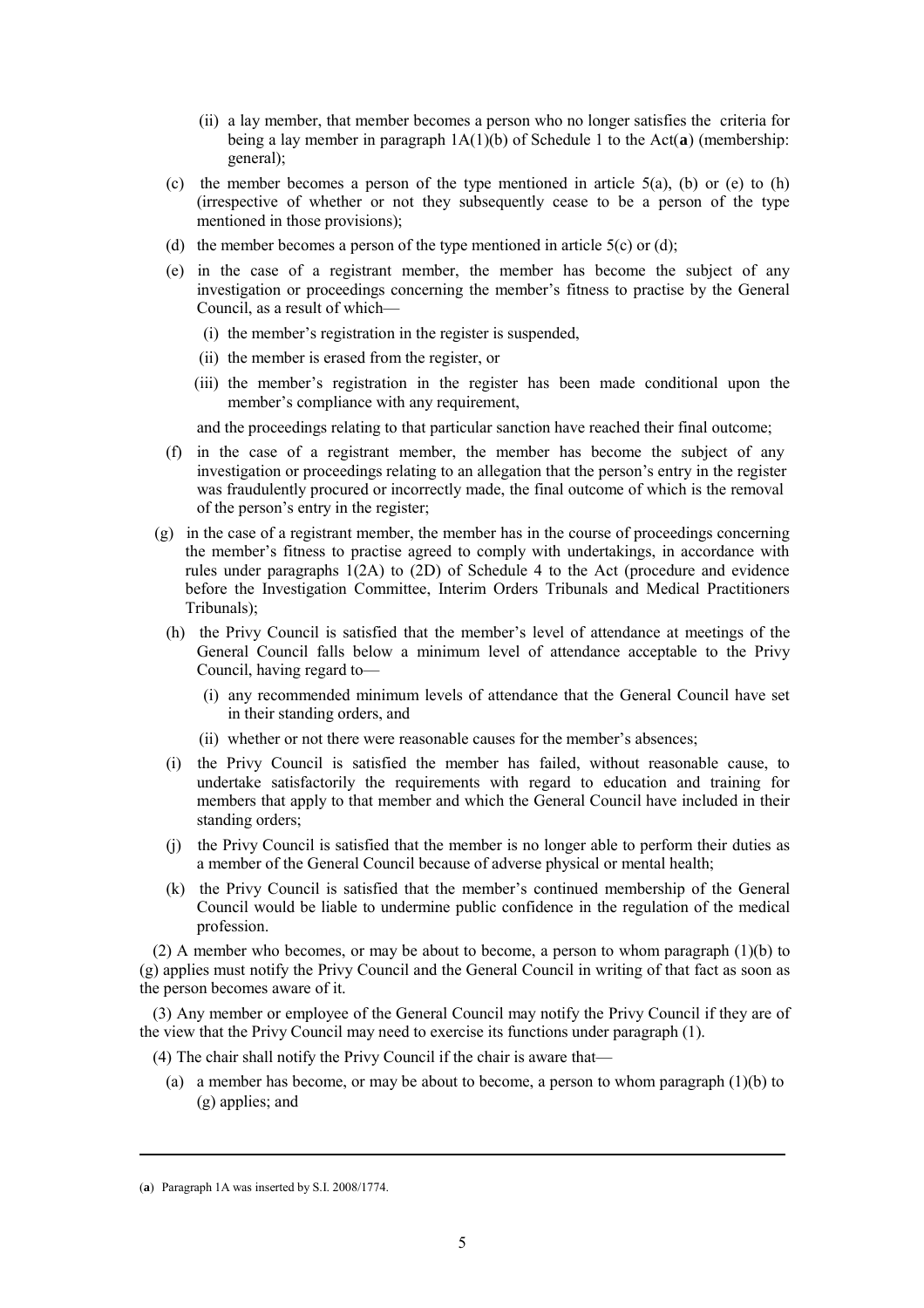(ii) a lay member, that member becomes a person who no longer satisfies the criteria for being a lay member in paragraph 1A(1)(b) of Schedule 1 to the Act(**a**) (membership: general);

(c) the member becomes a person of the type mentioned in article 5(a), (b) or (e) to (h) (irrespective of whether or not they subsequently cease to be a person of the type mentioned in those provisions);

(d) the member becomes a person of the type mentioned in article 5(c) or (d);

(e) in the case of a registrant member, the member has become the subject of any investigation or proceedings concerning the member's fitness to practise by the General Council, as a result of which—

  (i) the member's registration in the register is suspended,

  (ii) the member is erased from the register, or

  (iii) the member's registration in the register has been made conditional upon the member's compliance with any requirement,

and the proceedings relating to that particular sanction have reached their final outcome;

(f) in the case of a registrant member, the member has become the subject of any investigation or proceedings relating to an allegation that the person's entry in the register was fraudulently procured or incorrectly made, the final outcome of which is the removal of the person's entry in the register;

(g) in the case of a registrant member, the member has in the course of proceedings concerning the member's fitness to practise agreed to comply with undertakings, in accordance with rules under paragraphs 1(2A) to (2D) of Schedule 4 to the Act (procedure and evidence before the Investigation Committee, Interim Orders Tribunals and Medical Practitioners Tribunals);

(h) the Privy Council is satisfied that the member's level of attendance at meetings of the General Council falls below a minimum level of attendance acceptable to the Privy Council, having regard to—

  (i) any recommended minimum levels of attendance that the General Council have set in their standing orders, and

  (ii) whether or not there were reasonable causes for the member's absences;

(i) the Privy Council is satisfied the member has failed, without reasonable cause, to undertake satisfactorily the requirements with regard to education and training for members that apply to that member and which the General Council have included in their standing orders;

(j) the Privy Council is satisfied that the member is no longer able to perform their duties as a member of the General Council because of adverse physical or mental health;

(k) the Privy Council is satisfied that the member's continued membership of the General Council would be liable to undermine public confidence in the regulation of the medical profession.

(2) A member who becomes, or may be about to become, a person to whom paragraph (1)(b) to (g) applies must notify the Privy Council and the General Council in writing of that fact as soon as the person becomes aware of it.

(3) Any member or employee of the General Council may notify the Privy Council if they are of the view that the Privy Council may need to exercise its functions under paragraph (1).

(4) The chair shall notify the Privy Council if the chair is aware that—

(a) a member has become, or may be about to become, a person to whom paragraph (1)(b) to (g) applies; and

---

(**a**) Paragraph 1A was inserted by S.I. 2008/1774.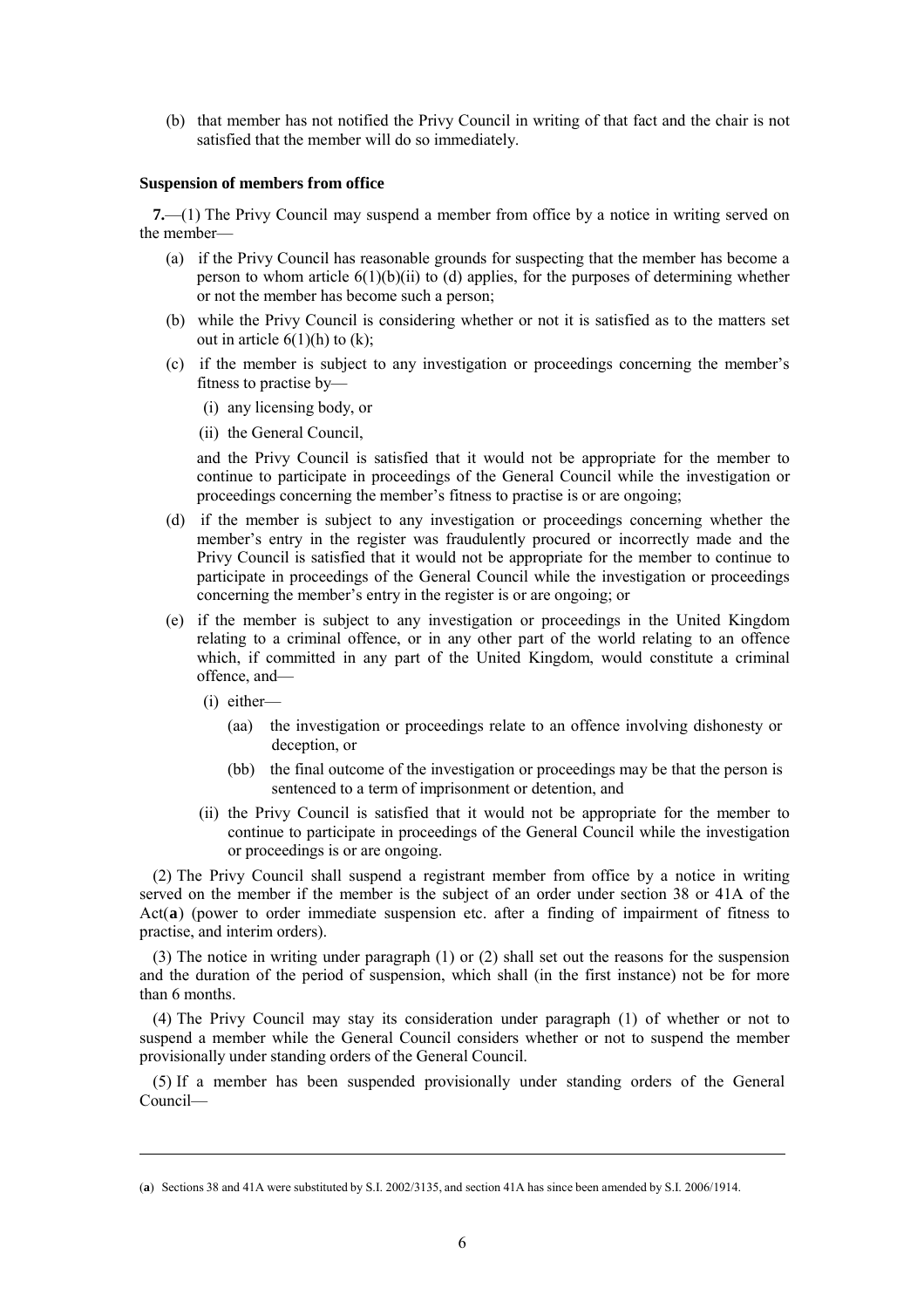(b) that member has not notified the Privy Council in writing of that fact and the chair is not satisfied that the member will do so immediately.

**Suspension of members from office**

**7.**—(1) The Privy Council may suspend a member from office by a notice in writing served on the member—

- (a) if the Privy Council has reasonable grounds for suspecting that the member has become a person to whom article 6(1)(b)(ii) to (d) applies, for the purposes of determining whether or not the member has become such a person;
- (b) while the Privy Council is considering whether or not it is satisfied as to the matters set out in article 6(1)(h) to (k);
- (c) if the member is subject to any investigation or proceedings concerning the member's fitness to practise by—
  - (i) any licensing body, or
  - (ii) the General Council,

  and the Privy Council is satisfied that it would not be appropriate for the member to continue to participate in proceedings of the General Council while the investigation or proceedings concerning the member's fitness to practise is or are ongoing;
- (d) if the member is subject to any investigation or proceedings concerning whether the member's entry in the register was fraudulently procured or incorrectly made and the Privy Council is satisfied that it would not be appropriate for the member to continue to participate in proceedings of the General Council while the investigation or proceedings concerning the member's entry in the register is or are ongoing; or
- (e) if the member is subject to any investigation or proceedings in the United Kingdom relating to a criminal offence, or in any other part of the world relating to an offence which, if committed in any part of the United Kingdom, would constitute a criminal offence, and—
  - (i) either—
    - (aa) the investigation or proceedings relate to an offence involving dishonesty or deception, or
    - (bb) the final outcome of the investigation or proceedings may be that the person is sentenced to a term of imprisonment or detention, and
  - (ii) the Privy Council is satisfied that it would not be appropriate for the member to continue to participate in proceedings of the General Council while the investigation or proceedings is or are ongoing.

(2) The Privy Council shall suspend a registrant member from office by a notice in writing served on the member if the member is the subject of an order under section 38 or 41A of the Act(**a**) (power to order immediate suspension etc. after a finding of impairment of fitness to practise, and interim orders).

(3) The notice in writing under paragraph (1) or (2) shall set out the reasons for the suspension and the duration of the period of suspension, which shall (in the first instance) not be for more than 6 months.

(4) The Privy Council may stay its consideration under paragraph (1) of whether or not to suspend a member while the General Council considers whether or not to suspend the member provisionally under standing orders of the General Council.

(5) If a member has been suspended provisionally under standing orders of the General Council—

---

(**a**) Sections 38 and 41A were substituted by S.I. 2002/3135, and section 41A has since been amended by S.I. 2006/1914.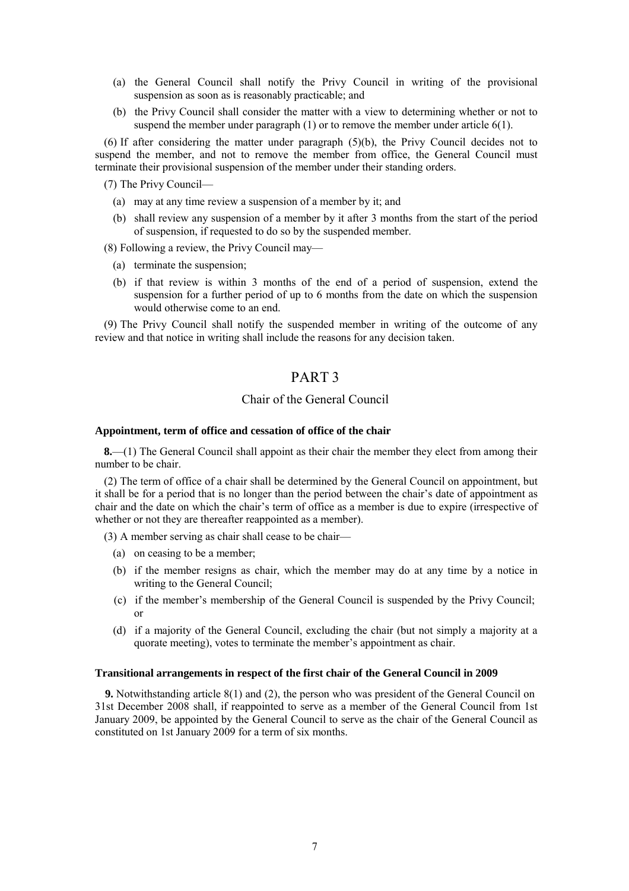(a) the General Council shall notify the Privy Council in writing of the provisional suspension as soon as is reasonably practicable; and

(b) the Privy Council shall consider the matter with a view to determining whether or not to suspend the member under paragraph (1) or to remove the member under article 6(1).

(6) If after considering the matter under paragraph (5)(b), the Privy Council decides not to suspend the member, and not to remove the member from office, the General Council must terminate their provisional suspension of the member under their standing orders.

(7) The Privy Council—

(a) may at any time review a suspension of a member by it; and

(b) shall review any suspension of a member by it after 3 months from the start of the period of suspension, if requested to do so by the suspended member.

(8) Following a review, the Privy Council may—

(a) terminate the suspension;

(b) if that review is within 3 months of the end of a period of suspension, extend the suspension for a further period of up to 6 months from the date on which the suspension would otherwise come to an end.

(9) The Privy Council shall notify the suspended member in writing of the outcome of any review and that notice in writing shall include the reasons for any decision taken.

# PART 3

## Chair of the General Council

### Appointment, term of office and cessation of office of the chair

**8.**—(1) The General Council shall appoint as their chair the member they elect from among their number to be chair.

(2) The term of office of a chair shall be determined by the General Council on appointment, but it shall be for a period that is no longer than the period between the chair's date of appointment as chair and the date on which the chair's term of office as a member is due to expire (irrespective of whether or not they are thereafter reappointed as a member).

(3) A member serving as chair shall cease to be chair—

(a) on ceasing to be a member;

(b) if the member resigns as chair, which the member may do at any time by a notice in writing to the General Council;

(c) if the member's membership of the General Council is suspended by the Privy Council; or

(d) if a majority of the General Council, excluding the chair (but not simply a majority at a quorate meeting), votes to terminate the member's appointment as chair.

### Transitional arrangements in respect of the first chair of the General Council in 2009

**9.** Notwithstanding article 8(1) and (2), the person who was president of the General Council on 31st December 2008 shall, if reappointed to serve as a member of the General Council from 1st January 2009, be appointed by the General Council to serve as the chair of the General Council as constituted on 1st January 2009 for a term of six months.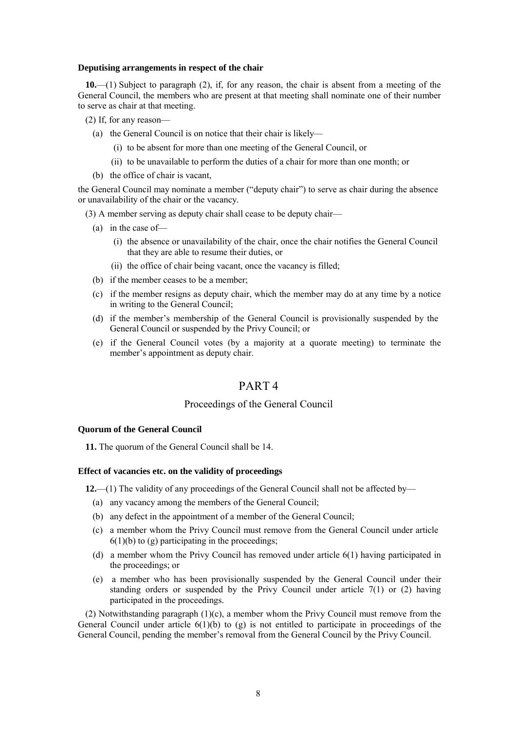**Deputising arrangements in respect of the chair**

**10.**—(1) Subject to paragraph (2), if, for any reason, the chair is absent from a meeting of the General Council, the members who are present at that meeting shall nominate one of their number to serve as chair at that meeting.

(2) If, for any reason—

- (a) the General Council is on notice that their chair is likely—
  - (i) to be absent for more than one meeting of the General Council, or
  - (ii) to be unavailable to perform the duties of a chair for more than one month; or
- (b) the office of chair is vacant,

the General Council may nominate a member ("deputy chair") to serve as chair during the absence or unavailability of the chair or the vacancy.

(3) A member serving as deputy chair shall cease to be deputy chair—

- (a) in the case of—
  - (i) the absence or unavailability of the chair, once the chair notifies the General Council that they are able to resume their duties, or
  - (ii) the office of chair being vacant, once the vacancy is filled;
- (b) if the member ceases to be a member;
- (c) if the member resigns as deputy chair, which the member may do at any time by a notice in writing to the General Council;
- (d) if the member's membership of the General Council is provisionally suspended by the General Council or suspended by the Privy Council; or
- (e) if the General Council votes (by a majority at a quorate meeting) to terminate the member's appointment as deputy chair.

# PART 4

## Proceedings of the General Council

**Quorum of the General Council**

**11.** The quorum of the General Council shall be 14.

**Effect of vacancies etc. on the validity of proceedings**

**12.**—(1) The validity of any proceedings of the General Council shall not be affected by—

- (a) any vacancy among the members of the General Council;
- (b) any defect in the appointment of a member of the General Council;
- (c) a member whom the Privy Council must remove from the General Council under article 6(1)(b) to (g) participating in the proceedings;
- (d) a member whom the Privy Council has removed under article 6(1) having participated in the proceedings; or
- (e) a member who has been provisionally suspended by the General Council under their standing orders or suspended by the Privy Council under article 7(1) or (2) having participated in the proceedings.

(2) Notwithstanding paragraph (1)(c), a member whom the Privy Council must remove from the General Council under article 6(1)(b) to (g) is not entitled to participate in proceedings of the General Council, pending the member's removal from the General Council by the Privy Council.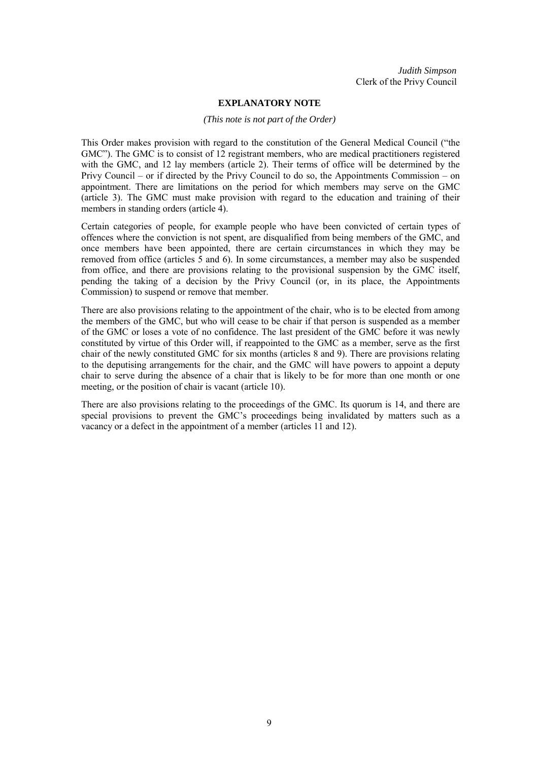*Judith Simpson*
Clerk of the Privy Council

**EXPLANATORY NOTE**

*(This note is not part of the Order)*

This Order makes provision with regard to the constitution of the General Medical Council ("the GMC"). The GMC is to consist of 12 registrant members, who are medical practitioners registered with the GMC, and 12 lay members (article 2). Their terms of office will be determined by the Privy Council – or if directed by the Privy Council to do so, the Appointments Commission – on appointment. There are limitations on the period for which members may serve on the GMC (article 3). The GMC must make provision with regard to the education and training of their members in standing orders (article 4).

Certain categories of people, for example people who have been convicted of certain types of offences where the conviction is not spent, are disqualified from being members of the GMC, and once members have been appointed, there are certain circumstances in which they may be removed from office (articles 5 and 6). In some circumstances, a member may also be suspended from office, and there are provisions relating to the provisional suspension by the GMC itself, pending the taking of a decision by the Privy Council (or, in its place, the Appointments Commission) to suspend or remove that member.

There are also provisions relating to the appointment of the chair, who is to be elected from among the members of the GMC, but who will cease to be chair if that person is suspended as a member of the GMC or loses a vote of no confidence. The last president of the GMC before it was newly constituted by virtue of this Order will, if reappointed to the GMC as a member, serve as the first chair of the newly constituted GMC for six months (articles 8 and 9). There are provisions relating to the deputising arrangements for the chair, and the GMC will have powers to appoint a deputy chair to serve during the absence of a chair that is likely to be for more than one month or one meeting, or the position of chair is vacant (article 10).

There are also provisions relating to the proceedings of the GMC. Its quorum is 14, and there are special provisions to prevent the GMC's proceedings being invalidated by matters such as a vacancy or a defect in the appointment of a member (articles 11 and 12).